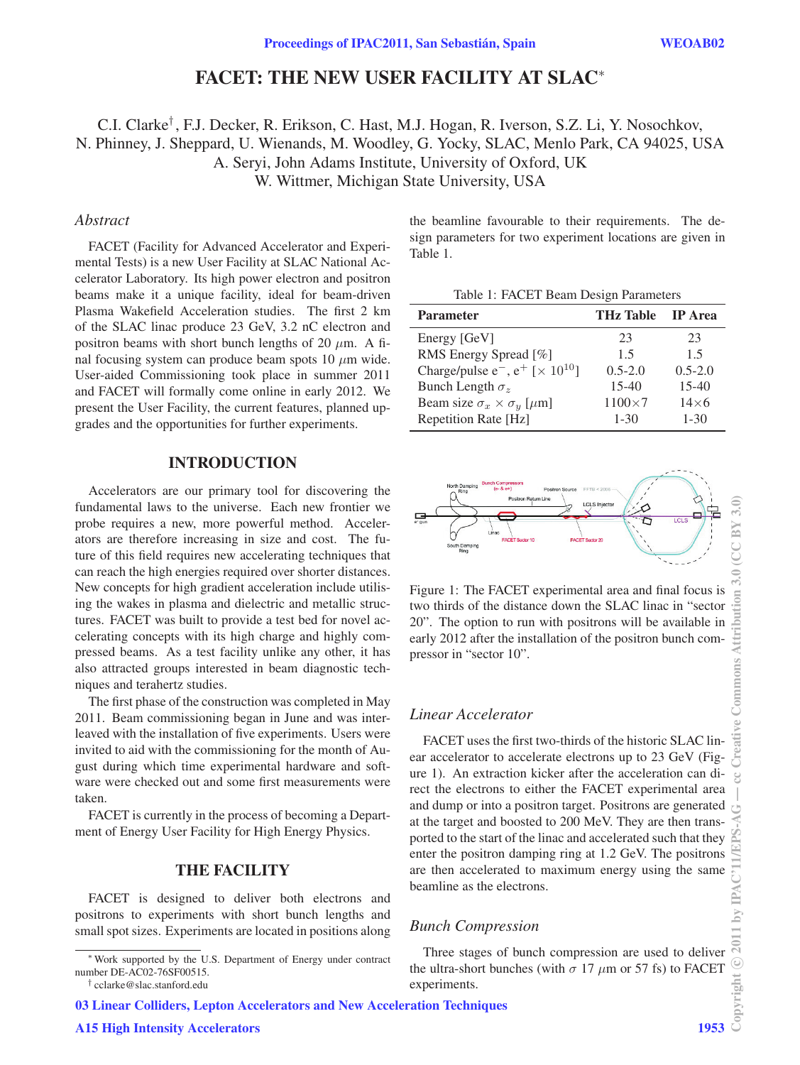# FACET: THE NEW USER FACILITY AT SLAC*

C.I. Clarke[†], F.J. Decker, R. Erikson, C. Hast, M.J. Hogan, R. Iverson, S.Z. Li, Y. Nosochkov, N. Phinney, J. Sheppard, U. Wienands, M. Woodley, G. Yocky, SLAC, Menlo Park, CA 94025, USA
A. Seryi, John Adams Institute, University of Oxford, UK
W. Wittmer, Michigan State University, USA

### *Abstract*

FACET (Facility for Advanced Accelerator and Experimental Tests) is a new User Facility at SLAC National Accelerator Laboratory. Its high power electron and positron beams make it a unique facility, ideal for beam-driven Plasma Wakefield Acceleration studies. The first 2 km of the SLAC linac produce 23 GeV, 3.2 nC electron and positron beams with short bunch lengths of 20 $\mu$m. A final focusing system can produce beam spots 10 $\mu$m wide. User-aided Commissioning took place in summer 2011 and FACET will formally come online in early 2012. We present the User Facility, the current features, planned upgrades and the opportunities for further experiments.

## INTRODUCTION

Accelerators are our primary tool for discovering the fundamental laws to the universe. Each new frontier we probe requires a new, more powerful method. Accelerators are therefore increasing in size and cost. The future of this field requires new accelerating techniques that can reach the high energies required over shorter distances. New concepts for high gradient acceleration include utilising the wakes in plasma and dielectric and metallic structures. FACET was built to provide a test bed for novel accelerating concepts with its high charge and highly compressed beams. As a test facility unlike any other, it has also attracted groups interested in beam diagnostic techniques and terahertz studies.

The first phase of the construction was completed in May 2011. Beam commissioning began in June and was interleaved with the installation of five experiments. Users were invited to aid with the commissioning for the month of August during which time experimental hardware and software were checked out and some first measurements were taken.

FACET is currently in the process of becoming a Department of Energy User Facility for High Energy Physics.

## THE FACILITY

FACET is designed to deliver both electrons and positrons to experiments with short bunch lengths and small spot sizes. Experiments are located in positions along the beamline favourable to their requirements. The design parameters for two experiment locations are given in Table 1.

Table 1: FACET Beam Design Parameters

| Parameter | THz Table | IP Area |
|---|---|---|
| Energy [GeV] | 23 | 23 |
| RMS Energy Spread [%] | 1.5 | 1.5 |
| Charge/pulse $e^-$, $e^+$ [$\times 10^{10}$] | 0.5-2.0 | 0.5-2.0 |
| Bunch Length $\sigma_z$ | 15-40 | 15-40 |
| Beam size $\sigma_x \times \sigma_y$ [$\mu$m] | 1100×7 | 14×6 |
| Repetition Rate [Hz] | 1-30 | 1-30 |

Figure 1: The FACET experimental area and final focus is two thirds of the distance down the SLAC linac in "sector 20". The option to run with positrons will be available in early 2012 after the installation of the positron bunch compressor in "sector 10".

### *Linear Accelerator*

FACET uses the first two-thirds of the historic SLAC linear accelerator to accelerate electrons up to 23 GeV (Figure 1). An extraction kicker after the acceleration can direct the electrons to either the FACET experimental area and dump or into a positron target. Positrons are generated at the target and boosted to 200 MeV. They are then transported to the start of the linac and accelerated such that they enter the positron damping ring at 1.2 GeV. The positrons are then accelerated to maximum energy using the same beamline as the electrons.

### *Bunch Compression*

Three stages of bunch compression are used to deliver the ultra-short bunches (with $\sigma$ 17 $\mu$m or 57 fs) to FACET experiments.

---

* Work supported by the U.S. Department of Energy under contract number DE-AC02-76SF00515.
† cclarke@slac.stanford.edu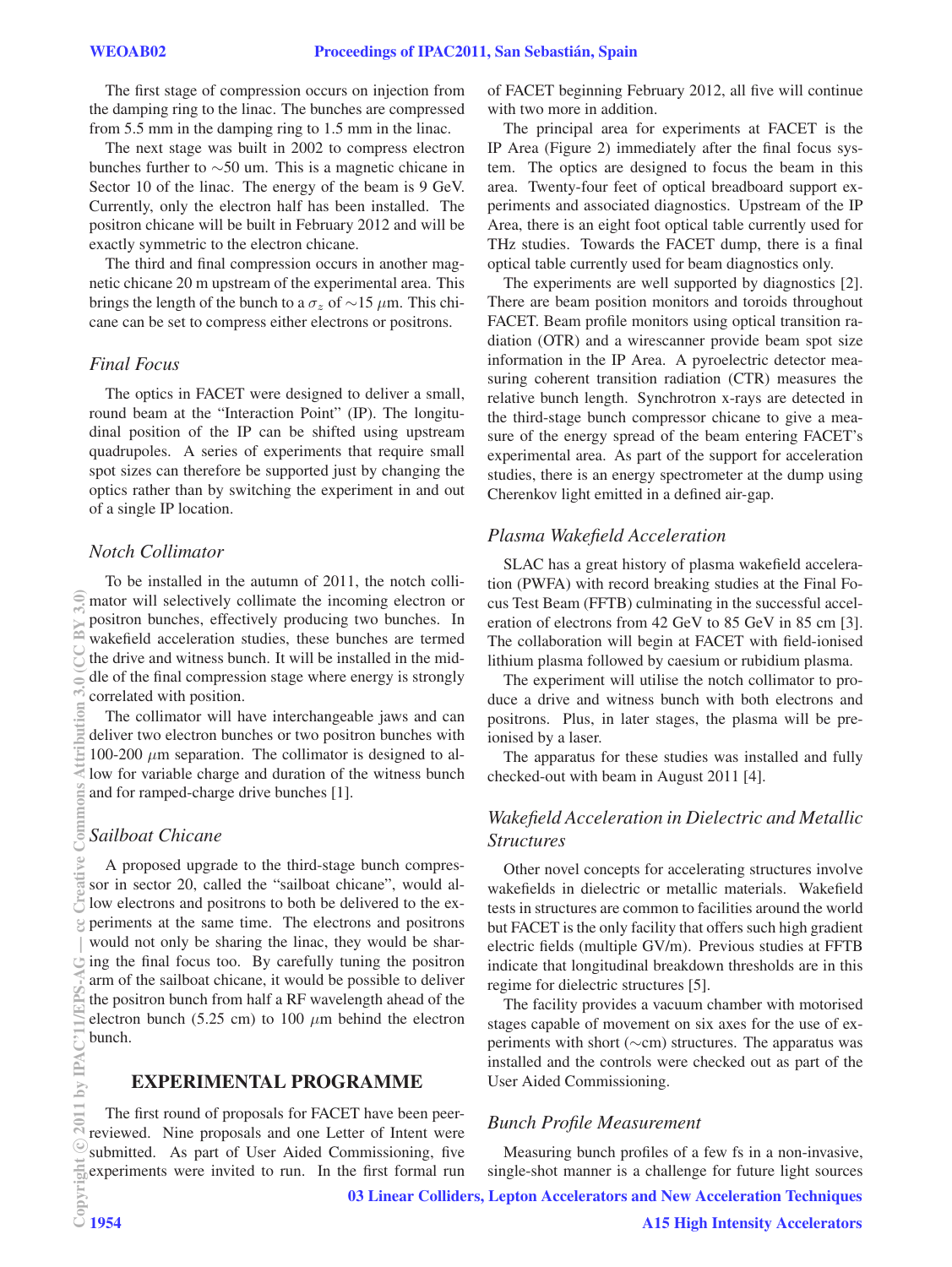The first stage of compression occurs on injection from the damping ring to the linac. The bunches are compressed from 5.5 mm in the damping ring to 1.5 mm in the linac.

The next stage was built in 2002 to compress electron bunches further to ∼50 um. This is a magnetic chicane in Sector 10 of the linac. The energy of the beam is 9 GeV. Currently, only the electron half has been installed. The positron chicane will be built in February 2012 and will be exactly symmetric to the electron chicane.

The third and final compression occurs in another magnetic chicane 20 m upstream of the experimental area. This brings the length of the bunch to a $\sigma_z$ of ∼15 $\mu$m. This chicane can be set to compress either electrons or positrons.

### *Final Focus*

The optics in FACET were designed to deliver a small, round beam at the "Interaction Point" (IP). The longitudinal position of the IP can be shifted using upstream quadrupoles. A series of experiments that require small spot sizes can therefore be supported just by changing the optics rather than by switching the experiment in and out of a single IP location.

### *Notch Collimator*

To be installed in the autumn of 2011, the notch collimator will selectively collimate the incoming electron or positron bunches, effectively producing two bunches. In wakefield acceleration studies, these bunches are termed the drive and witness bunch. It will be installed in the middle of the final compression stage where energy is strongly correlated with position.

The collimator will have interchangeable jaws and can deliver two electron bunches or two positron bunches with 100-200 $\mu$m separation. The collimator is designed to allow for variable charge and duration of the witness bunch and for ramped-charge drive bunches [1].

### *Sailboat Chicane*

A proposed upgrade to the third-stage bunch compressor in sector 20, called the "sailboat chicane", would allow electrons and positrons to both be delivered to the experiments at the same time. The electrons and positrons would not only be sharing the linac, they would be sharing the final focus too. By carefully tuning the positron arm of the sailboat chicane, it would be possible to deliver the positron bunch from half a RF wavelength ahead of the electron bunch (5.25 cm) to 100 $\mu$m behind the electron bunch.

## EXPERIMENTAL PROGRAMME

The first round of proposals for FACET have been peer-reviewed. Nine proposals and one Letter of Intent were submitted. As part of User Aided Commissioning, five experiments were invited to run. In the first formal run of FACET beginning February 2012, all five will continue with two more in addition.

The principal area for experiments at FACET is the IP Area (Figure 2) immediately after the final focus system. The optics are designed to focus the beam in this area. Twenty-four feet of optical breadboard support experiments and associated diagnostics. Upstream of the IP Area, there is an eight foot optical table currently used for THz studies. Towards the FACET dump, there is a final optical table currently used for beam diagnostics only.

The experiments are well supported by diagnostics [2]. There are beam position monitors and toroids throughout FACET. Beam profile monitors using optical transition radiation (OTR) and a wirescanner provide beam spot size information in the IP Area. A pyroelectric detector measuring coherent transition radiation (CTR) measures the relative bunch length. Synchrotron x-rays are detected in the third-stage bunch compressor chicane to give a measure of the energy spread of the beam entering FACET's experimental area. As part of the support for acceleration studies, there is an energy spectrometer at the dump using Cherenkov light emitted in a defined air-gap.

### *Plasma Wakefield Acceleration*

SLAC has a great history of plasma wakefield acceleration (PWFA) with record breaking studies at the Final Focus Test Beam (FFTB) culminating in the successful acceleration of electrons from 42 GeV to 85 GeV in 85 cm [3]. The collaboration will begin at FACET with field-ionised lithium plasma followed by caesium or rubidium plasma.

The experiment will utilise the notch collimator to produce a drive and witness bunch with both electrons and positrons. Plus, in later stages, the plasma will be pre-ionised by a laser.

The apparatus for these studies was installed and fully checked-out with beam in August 2011 [4].

### *Wakefield Acceleration in Dielectric and Metallic Structures*

Other novel concepts for accelerating structures involve wakefields in dielectric or metallic materials. Wakefield tests in structures are common to facilities around the world but FACET is the only facility that offers such high gradient electric fields (multiple GV/m). Previous studies at FFTB indicate that longitudinal breakdown thresholds are in this regime for dielectric structures [5].

The facility provides a vacuum chamber with motorised stages capable of movement on six axes for the use of experiments with short (∼cm) structures. The apparatus was installed and the controls were checked out as part of the User Aided Commissioning.

### *Bunch Profile Measurement*

Measuring bunch profiles of a few fs in a non-invasive, single-shot manner is a challenge for future light sources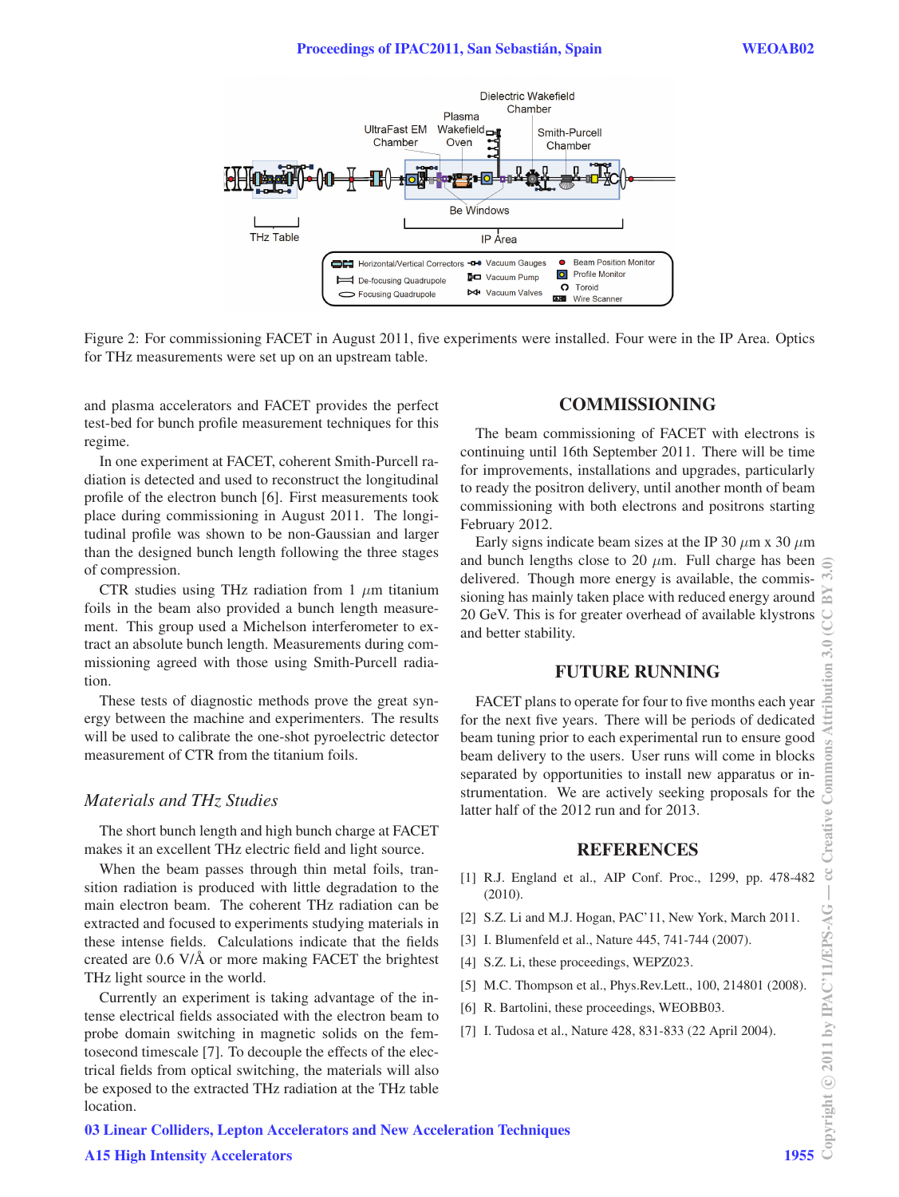Dielectric Wakefield Chamber

Plasma Wakefield Oven

UltraFast EM Chamber

Smith-Purcell Chamber

Be Windows

THz Table

IP Area

Horizontal/Vertical Correctors

De-focusing Quadrupole

Focusing Quadrupole

Vacuum Gauges

Vacuum Pump

Vacuum Valves

Beam Position Monitor

Profile Monitor

Toroid

Wire Scanner

Figure 2: For commissioning FACET in August 2011, five experiments were installed. Four were in the IP Area. Optics for THz measurements were set up on an upstream table.

and plasma accelerators and FACET provides the perfect test-bed for bunch profile measurement techniques for this regime.

In one experiment at FACET, coherent Smith-Purcell radiation is detected and used to reconstruct the longitudinal profile of the electron bunch [6]. First measurements took place during commissioning in August 2011. The longitudinal profile was shown to be non-Gaussian and larger than the designed bunch length following the three stages of compression.

CTR studies using THz radiation from 1 $\mu$m titanium foils in the beam also provided a bunch length measurement. This group used a Michelson interferometer to extract an absolute bunch length. Measurements during commissioning agreed with those using Smith-Purcell radiation.

These tests of diagnostic methods prove the great synergy between the machine and experimenters. The results will be used to calibrate the one-shot pyroelectric detector measurement of CTR from the titanium foils.

### *Materials and THz Studies*

The short bunch length and high bunch charge at FACET makes it an excellent THz electric field and light source.

When the beam passes through thin metal foils, transition radiation is produced with little degradation to the main electron beam. The coherent THz radiation can be extracted and focused to experiments studying materials in these intense fields. Calculations indicate that the fields created are 0.6 V/Å or more making FACET the brightest THz light source in the world.

Currently an experiment is taking advantage of the intense electrical fields associated with the electron beam to probe domain switching in magnetic solids on the femtosecond timescale [7]. To decouple the effects of the electrical fields from optical switching, the materials will also be exposed to the extracted THz radiation at the THz table location.

## COMMISSIONING

The beam commissioning of FACET with electrons is continuing until 16th September 2011. There will be time for improvements, installations and upgrades, particularly to ready the positron delivery, until another month of beam commissioning with both electrons and positrons starting February 2012.

Early signs indicate beam sizes at the IP 30 $\mu$m x 30 $\mu$m and bunch lengths close to 20 $\mu$m. Full charge has been delivered. Though more energy is available, the commissioning has mainly taken place with reduced energy around 20 GeV. This is for greater overhead of available klystrons and better stability.

## FUTURE RUNNING

FACET plans to operate for four to five months each year for the next five years. There will be periods of dedicated beam tuning prior to each experimental run to ensure good beam delivery to the users. User runs will come in blocks separated by opportunities to install new apparatus or instrumentation. We are actively seeking proposals for the latter half of the 2012 run and for 2013.

## REFERENCES

[1] R.J. England et al., AIP Conf. Proc., 1299, pp. 478-482 (2010).

[2] S.Z. Li and M.J. Hogan, PAC'11, New York, March 2011.

[3] I. Blumenfeld et al., Nature 445, 741-744 (2007).

[4] S.Z. Li, these proceedings, WEPZ023.

[5] M.C. Thompson et al., Phys.Rev.Lett., 100, 214801 (2008).

[6] R. Bartolini, these proceedings, WEOBB03.

[7] I. Tudosa et al., Nature 428, 831-833 (22 April 2004).